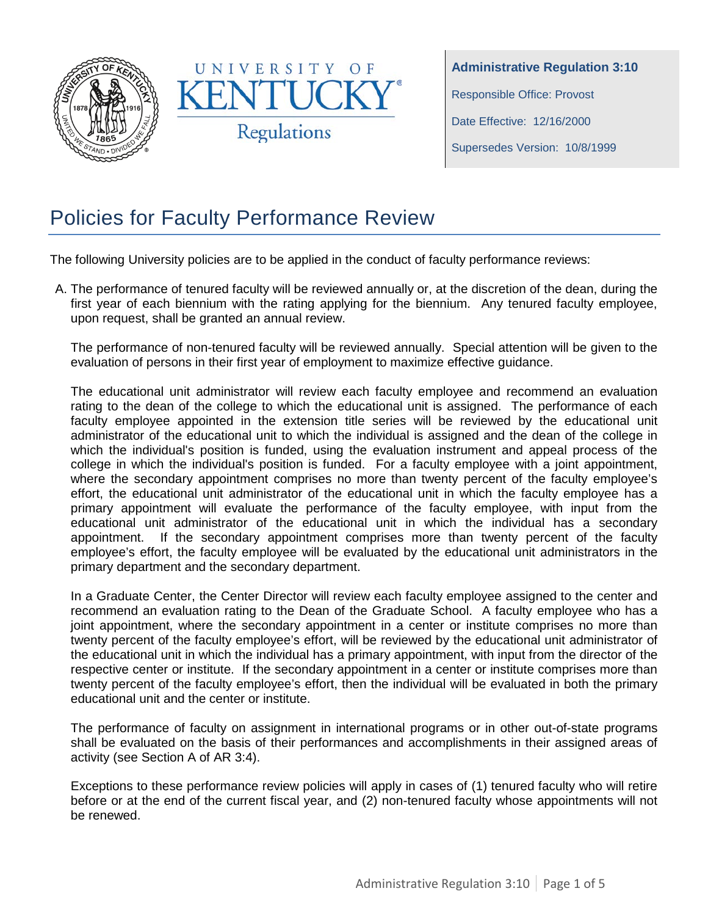**Administrative Regulation 3:10**

Responsible Office: Provost

Date Effective: 12/16/2000

Supersedes Version: 10/8/1999

# Policies for Faculty Performance Review

The following University policies are to be applied in the conduct of faculty performance reviews:

A. The performance of tenured faculty will be reviewed annually or, at the discretion of the dean, during the first year of each biennium with the rating applying for the biennium. Any tenured faculty employee, upon request, shall be granted an annual review.

   The performance of non-tenured faculty will be reviewed annually. Special attention will be given to the evaluation of persons in their first year of employment to maximize effective guidance.

   The educational unit administrator will review each faculty employee and recommend an evaluation rating to the dean of the college to which the educational unit is assigned. The performance of each faculty employee appointed in the extension title series will be reviewed by the educational unit administrator of the educational unit to which the individual is assigned and the dean of the college in which the individual's position is funded, using the evaluation instrument and appeal process of the college in which the individual's position is funded. For a faculty employee with a joint appointment, where the secondary appointment comprises no more than twenty percent of the faculty employee's effort, the educational unit administrator of the educational unit in which the faculty employee has a primary appointment will evaluate the performance of the faculty employee, with input from the educational unit administrator of the educational unit in which the individual has a secondary appointment. If the secondary appointment comprises more than twenty percent of the faculty employee's effort, the faculty employee will be evaluated by the educational unit administrators in the primary department and the secondary department.

   In a Graduate Center, the Center Director will review each faculty employee assigned to the center and recommend an evaluation rating to the Dean of the Graduate School. A faculty employee who has a joint appointment, where the secondary appointment in a center or institute comprises no more than twenty percent of the faculty employee's effort, will be reviewed by the educational unit administrator of the educational unit in which the individual has a primary appointment, with input from the director of the respective center or institute. If the secondary appointment in a center or institute comprises more than twenty percent of the faculty employee's effort, then the individual will be evaluated in both the primary educational unit and the center or institute.

   The performance of faculty on assignment in international programs or in other out-of-state programs shall be evaluated on the basis of their performances and accomplishments in their assigned areas of activity (see Section A of AR 3:4).

   Exceptions to these performance review policies will apply in cases of (1) tenured faculty who will retire before or at the end of the current fiscal year, and (2) non-tenured faculty whose appointments will not be renewed.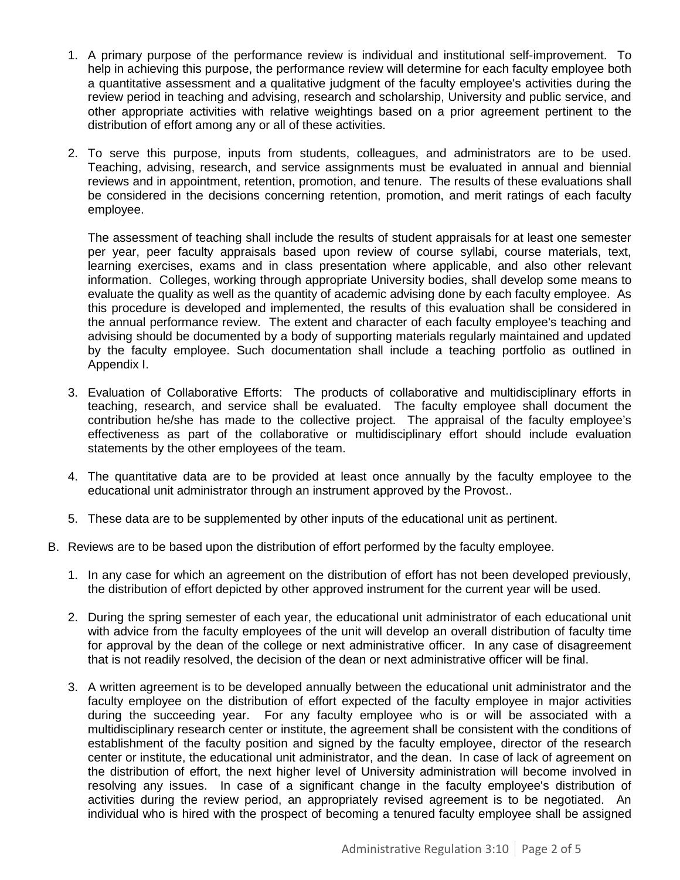1. A primary purpose of the performance review is individual and institutional self-improvement. To help in achieving this purpose, the performance review will determine for each faculty employee both a quantitative assessment and a qualitative judgment of the faculty employee's activities during the review period in teaching and advising, research and scholarship, University and public service, and other appropriate activities with relative weightings based on a prior agreement pertinent to the distribution of effort among any or all of these activities.

2. To serve this purpose, inputs from students, colleagues, and administrators are to be used. Teaching, advising, research, and service assignments must be evaluated in annual and biennial reviews and in appointment, retention, promotion, and tenure. The results of these evaluations shall be considered in the decisions concerning retention, promotion, and merit ratings of each faculty employee.

   The assessment of teaching shall include the results of student appraisals for at least one semester per year, peer faculty appraisals based upon review of course syllabi, course materials, text, learning exercises, exams and in class presentation where applicable, and also other relevant information. Colleges, working through appropriate University bodies, shall develop some means to evaluate the quality as well as the quantity of academic advising done by each faculty employee. As this procedure is developed and implemented, the results of this evaluation shall be considered in the annual performance review. The extent and character of each faculty employee's teaching and advising should be documented by a body of supporting materials regularly maintained and updated by the faculty employee. Such documentation shall include a teaching portfolio as outlined in Appendix I.

3. Evaluation of Collaborative Efforts: The products of collaborative and multidisciplinary efforts in teaching, research, and service shall be evaluated. The faculty employee shall document the contribution he/she has made to the collective project. The appraisal of the faculty employee's effectiveness as part of the collaborative or multidisciplinary effort should include evaluation statements by the other employees of the team.

4. The quantitative data are to be provided at least once annually by the faculty employee to the educational unit administrator through an instrument approved by the Provost..

5. These data are to be supplemented by other inputs of the educational unit as pertinent.

B. Reviews are to be based upon the distribution of effort performed by the faculty employee.

   1. In any case for which an agreement on the distribution of effort has not been developed previously, the distribution of effort depicted by other approved instrument for the current year will be used.

   2. During the spring semester of each year, the educational unit administrator of each educational unit with advice from the faculty employees of the unit will develop an overall distribution of faculty time for approval by the dean of the college or next administrative officer. In any case of disagreement that is not readily resolved, the decision of the dean or next administrative officer will be final.

   3. A written agreement is to be developed annually between the educational unit administrator and the faculty employee on the distribution of effort expected of the faculty employee in major activities during the succeeding year. For any faculty employee who is or will be associated with a multidisciplinary research center or institute, the agreement shall be consistent with the conditions of establishment of the faculty position and signed by the faculty employee, director of the research center or institute, the educational unit administrator, and the dean. In case of lack of agreement on the distribution of effort, the next higher level of University administration will become involved in resolving any issues. In case of a significant change in the faculty employee's distribution of activities during the review period, an appropriately revised agreement is to be negotiated. An individual who is hired with the prospect of becoming a tenured faculty employee shall be assigned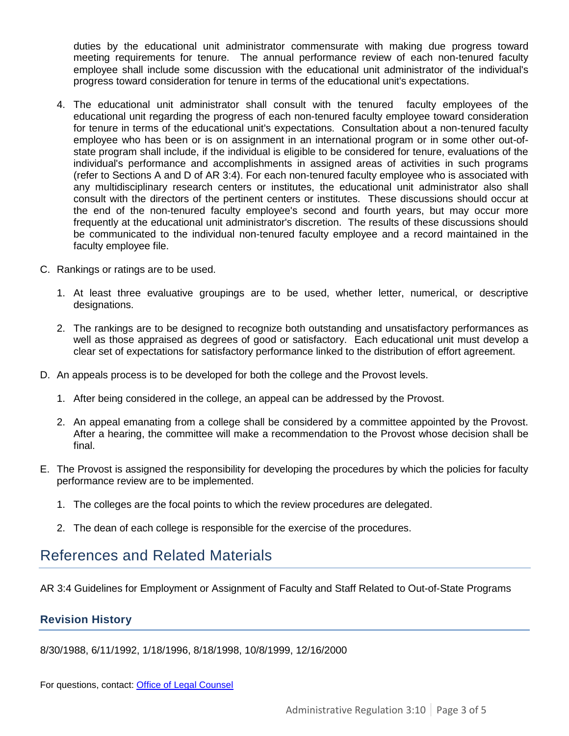duties by the educational unit administrator commensurate with making due progress toward meeting requirements for tenure. The annual performance review of each non-tenured faculty employee shall include some discussion with the educational unit administrator of the individual's progress toward consideration for tenure in terms of the educational unit's expectations.

4. The educational unit administrator shall consult with the tenured faculty employees of the educational unit regarding the progress of each non-tenured faculty employee toward consideration for tenure in terms of the educational unit's expectations. Consultation about a non-tenured faculty employee who has been or is on assignment in an international program or in some other out-of-state program shall include, if the individual is eligible to be considered for tenure, evaluations of the individual's performance and accomplishments in assigned areas of activities in such programs (refer to Sections A and D of AR 3:4). For each non-tenured faculty employee who is associated with any multidisciplinary research centers or institutes, the educational unit administrator also shall consult with the directors of the pertinent centers or institutes. These discussions should occur at the end of the non-tenured faculty employee's second and fourth years, but may occur more frequently at the educational unit administrator's discretion. The results of these discussions should be communicated to the individual non-tenured faculty employee and a record maintained in the faculty employee file.

C. Rankings or ratings are to be used.

   1. At least three evaluative groupings are to be used, whether letter, numerical, or descriptive designations.

   2. The rankings are to be designed to recognize both outstanding and unsatisfactory performances as well as those appraised as degrees of good or satisfactory. Each educational unit must develop a clear set of expectations for satisfactory performance linked to the distribution of effort agreement.

D. An appeals process is to be developed for both the college and the Provost levels.

   1. After being considered in the college, an appeal can be addressed by the Provost.

   2. An appeal emanating from a college shall be considered by a committee appointed by the Provost. After a hearing, the committee will make a recommendation to the Provost whose decision shall be final.

E. The Provost is assigned the responsibility for developing the procedures by which the policies for faculty performance review are to be implemented.

   1. The colleges are the focal points to which the review procedures are delegated.

   2. The dean of each college is responsible for the exercise of the procedures.

# References and Related Materials

AR 3:4 Guidelines for Employment or Assignment of Faculty and Staff Related to Out-of-State Programs

## Revision History

8/30/1988, 6/11/1992, 1/18/1996, 8/18/1998, 10/8/1999, 12/16/2000

For questions, contact: Office of Legal Counsel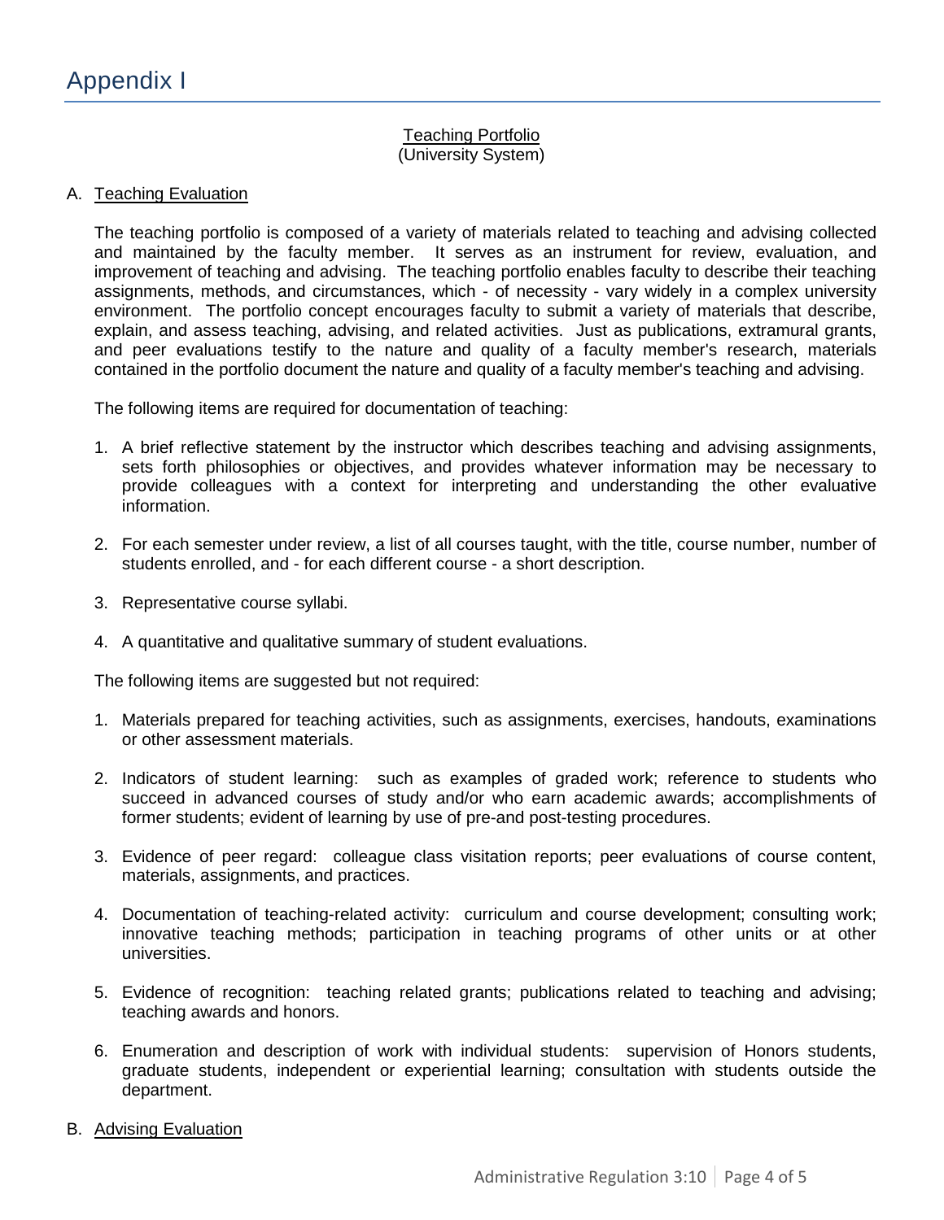# Appendix I

**Teaching Portfolio**
(University System)

## A. Teaching Evaluation

The teaching portfolio is composed of a variety of materials related to teaching and advising collected and maintained by the faculty member. It serves as an instrument for review, evaluation, and improvement of teaching and advising. The teaching portfolio enables faculty to describe their teaching assignments, methods, and circumstances, which - of necessity - vary widely in a complex university environment. The portfolio concept encourages faculty to submit a variety of materials that describe, explain, and assess teaching, advising, and related activities. Just as publications, extramural grants, and peer evaluations testify to the nature and quality of a faculty member's research, materials contained in the portfolio document the nature and quality of a faculty member's teaching and advising.

The following items are required for documentation of teaching:

1. A brief reflective statement by the instructor which describes teaching and advising assignments, sets forth philosophies or objectives, and provides whatever information may be necessary to provide colleagues with a context for interpreting and understanding the other evaluative information.

2. For each semester under review, a list of all courses taught, with the title, course number, number of students enrolled, and - for each different course - a short description.

3. Representative course syllabi.

4. A quantitative and qualitative summary of student evaluations.

The following items are suggested but not required:

1. Materials prepared for teaching activities, such as assignments, exercises, handouts, examinations or other assessment materials.

2. Indicators of student learning: such as examples of graded work; reference to students who succeed in advanced courses of study and/or who earn academic awards; accomplishments of former students; evident of learning by use of pre-and post-testing procedures.

3. Evidence of peer regard: colleague class visitation reports; peer evaluations of course content, materials, assignments, and practices.

4. Documentation of teaching-related activity: curriculum and course development; consulting work; innovative teaching methods; participation in teaching programs of other units or at other universities.

5. Evidence of recognition: teaching related grants; publications related to teaching and advising; teaching awards and honors.

6. Enumeration and description of work with individual students: supervision of Honors students, graduate students, independent or experiential learning; consultation with students outside the department.

## B. Advising Evaluation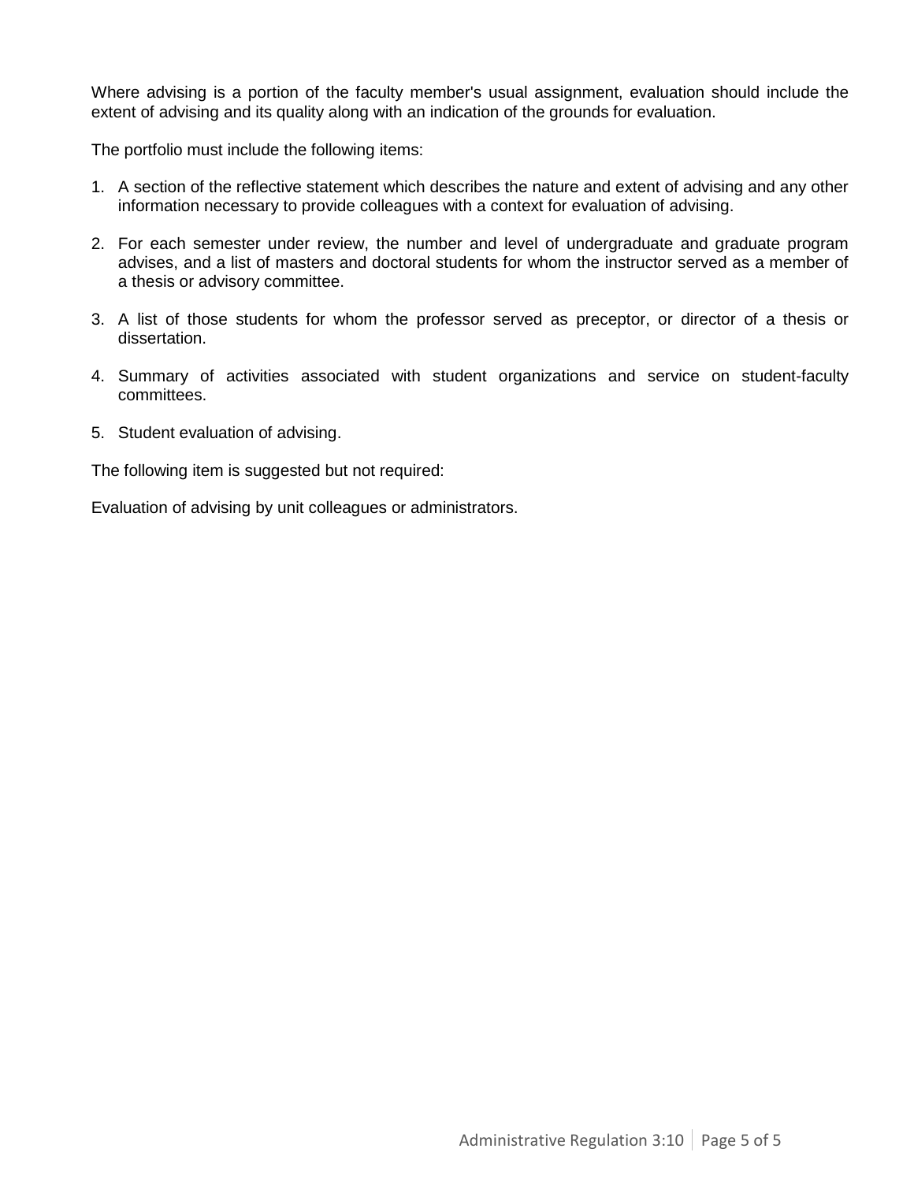Where advising is a portion of the faculty member's usual assignment, evaluation should include the extent of advising and its quality along with an indication of the grounds for evaluation.

The portfolio must include the following items:

1. A section of the reflective statement which describes the nature and extent of advising and any other information necessary to provide colleagues with a context for evaluation of advising.

2. For each semester under review, the number and level of undergraduate and graduate program advises, and a list of masters and doctoral students for whom the instructor served as a member of a thesis or advisory committee.

3. A list of those students for whom the professor served as preceptor, or director of a thesis or dissertation.

4. Summary of activities associated with student organizations and service on student-faculty committees.

5. Student evaluation of advising.

The following item is suggested but not required:

Evaluation of advising by unit colleagues or administrators.